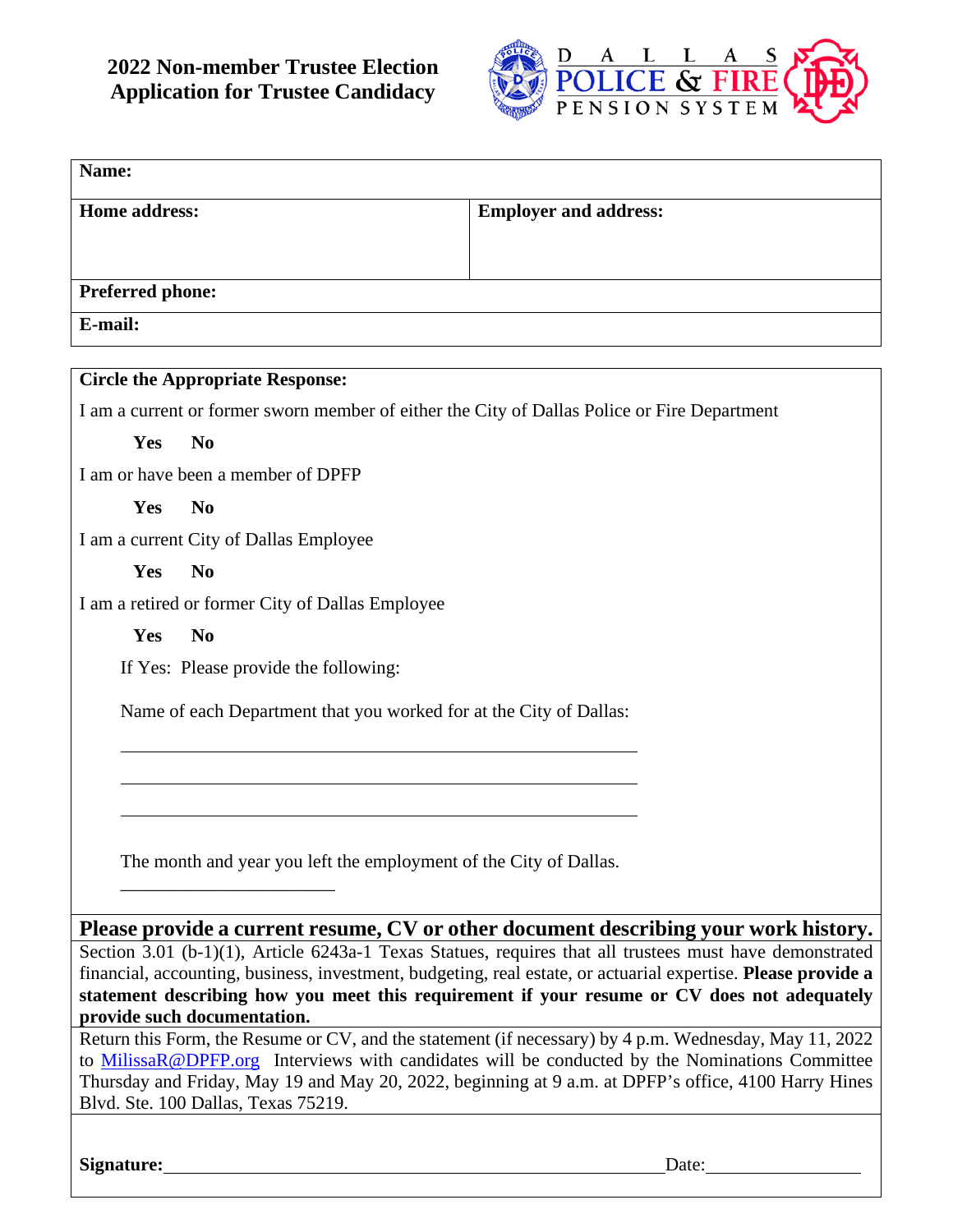# 2022 Non-member Trustee Election
# Application for Trustee Candidacy

DALLAS POLICE & FIRE PENSION SYSTEM

| **Name:** | |
|---|---|
| **Home address:** | **Employer and address:** |
| **Preferred phone:** | |
| **E-mail:** | |

**Circle the Appropriate Response:**

I am a current or former sworn member of either the City of Dallas Police or Fire Department

**Yes** **No**

I am or have been a member of DPFP

**Yes** **No**

I am a current City of Dallas Employee

**Yes** **No**

I am a retired or former City of Dallas Employee

**Yes** **No**

If Yes: Please provide the following:

Name of each Department that you worked for at the City of Dallas:

\_\_\_\_\_\_\_\_\_\_\_\_\_\_\_\_\_\_\_\_\_\_\_\_\_\_\_\_\_\_\_\_\_\_\_\_\_\_\_\_\_\_\_\_

\_\_\_\_\_\_\_\_\_\_\_\_\_\_\_\_\_\_\_\_\_\_\_\_\_\_\_\_\_\_\_\_\_\_\_\_\_\_\_\_\_\_\_\_

\_\_\_\_\_\_\_\_\_\_\_\_\_\_\_\_\_\_\_\_\_\_\_\_\_\_\_\_\_\_\_\_\_\_\_\_\_\_\_\_\_\_\_\_

The month and year you left the employment of the City of Dallas.

\_\_\_\_\_\_\_\_\_\_\_\_\_\_\_\_\_\_\_\_\_\_\_\_

**Please provide a current resume, CV or other document describing your work history.**

Section 3.01 (b-1)(1), Article 6243a-1 Texas Statues, requires that all trustees must have demonstrated financial, accounting, business, investment, budgeting, real estate, or actuarial expertise. **Please provide a statement describing how you meet this requirement if your resume or CV does not adequately provide such documentation.**

Return this Form, the Resume or CV, and the statement (if necessary) by 4 p.m. Wednesday, May 11, 2022 to MilissaR@DPFP.org Interviews with candidates will be conducted by the Nominations Committee Thursday and Friday, May 19 and May 20, 2022, beginning at 9 a.m. at DPFP's office, 4100 Harry Hines Blvd. Ste. 100 Dallas, Texas 75219.

**Signature:**\_\_\_\_\_\_\_\_\_\_\_\_\_\_\_\_\_\_\_\_\_\_\_\_\_\_\_\_\_\_\_\_\_\_\_\_\_\_\_\_ Date:\_\_\_\_\_\_\_\_\_\_\_\_\_\_\_\_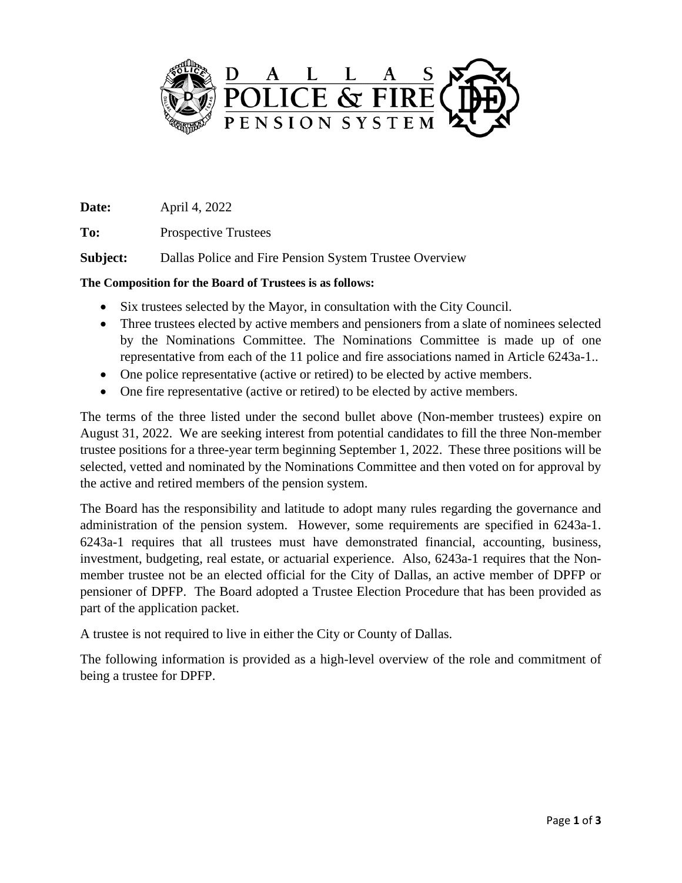**Date:** April 4, 2022

**To:** Prospective Trustees

**Subject:** Dallas Police and Fire Pension System Trustee Overview

**The Composition for the Board of Trustees is as follows:**

- Six trustees selected by the Mayor, in consultation with the City Council.
- Three trustees elected by active members and pensioners from a slate of nominees selected by the Nominations Committee. The Nominations Committee is made up of one representative from each of the 11 police and fire associations named in Article 6243a-1..
- One police representative (active or retired) to be elected by active members.
- One fire representative (active or retired) to be elected by active members.

The terms of the three listed under the second bullet above (Non-member trustees) expire on August 31, 2022. We are seeking interest from potential candidates to fill the three Non-member trustee positions for a three-year term beginning September 1, 2022. These three positions will be selected, vetted and nominated by the Nominations Committee and then voted on for approval by the active and retired members of the pension system.

The Board has the responsibility and latitude to adopt many rules regarding the governance and administration of the pension system. However, some requirements are specified in 6243a-1. 6243a-1 requires that all trustees must have demonstrated financial, accounting, business, investment, budgeting, real estate, or actuarial experience. Also, 6243a-1 requires that the Non-member trustee not be an elected official for the City of Dallas, an active member of DPFP or pensioner of DPFP. The Board adopted a Trustee Election Procedure that has been provided as part of the application packet.

A trustee is not required to live in either the City or County of Dallas.

The following information is provided as a high-level overview of the role and commitment of being a trustee for DPFP.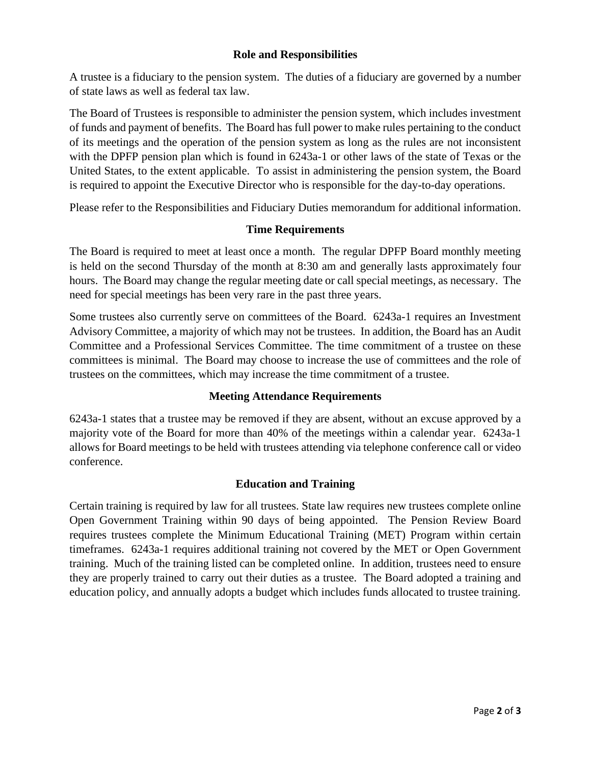## Role and Responsibilities

A trustee is a fiduciary to the pension system. The duties of a fiduciary are governed by a number of state laws as well as federal tax law.

The Board of Trustees is responsible to administer the pension system, which includes investment of funds and payment of benefits. The Board has full power to make rules pertaining to the conduct of its meetings and the operation of the pension system as long as the rules are not inconsistent with the DPFP pension plan which is found in 6243a-1 or other laws of the state of Texas or the United States, to the extent applicable. To assist in administering the pension system, the Board is required to appoint the Executive Director who is responsible for the day-to-day operations.

Please refer to the Responsibilities and Fiduciary Duties memorandum for additional information.

## Time Requirements

The Board is required to meet at least once a month. The regular DPFP Board monthly meeting is held on the second Thursday of the month at 8:30 am and generally lasts approximately four hours. The Board may change the regular meeting date or call special meetings, as necessary. The need for special meetings has been very rare in the past three years.

Some trustees also currently serve on committees of the Board. 6243a-1 requires an Investment Advisory Committee, a majority of which may not be trustees. In addition, the Board has an Audit Committee and a Professional Services Committee. The time commitment of a trustee on these committees is minimal. The Board may choose to increase the use of committees and the role of trustees on the committees, which may increase the time commitment of a trustee.

## Meeting Attendance Requirements

6243a-1 states that a trustee may be removed if they are absent, without an excuse approved by a majority vote of the Board for more than 40% of the meetings within a calendar year. 6243a-1 allows for Board meetings to be held with trustees attending via telephone conference call or video conference.

## Education and Training

Certain training is required by law for all trustees. State law requires new trustees complete online Open Government Training within 90 days of being appointed. The Pension Review Board requires trustees complete the Minimum Educational Training (MET) Program within certain timeframes. 6243a-1 requires additional training not covered by the MET or Open Government training. Much of the training listed can be completed online. In addition, trustees need to ensure they are properly trained to carry out their duties as a trustee. The Board adopted a training and education policy, and annually adopts a budget which includes funds allocated to trustee training.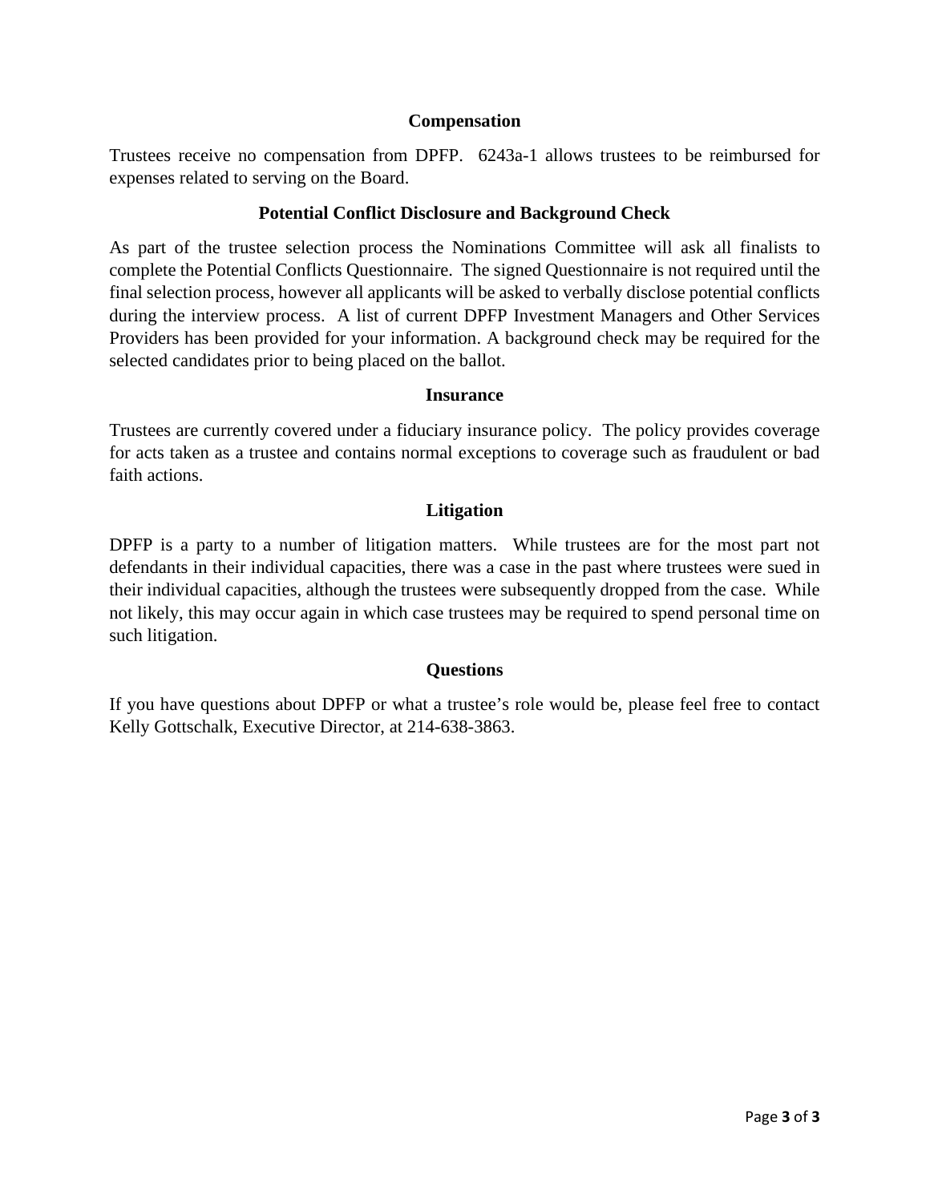## Compensation

Trustees receive no compensation from DPFP. 6243a-1 allows trustees to be reimbursed for expenses related to serving on the Board.

## Potential Conflict Disclosure and Background Check

As part of the trustee selection process the Nominations Committee will ask all finalists to complete the Potential Conflicts Questionnaire. The signed Questionnaire is not required until the final selection process, however all applicants will be asked to verbally disclose potential conflicts during the interview process. A list of current DPFP Investment Managers and Other Services Providers has been provided for your information. A background check may be required for the selected candidates prior to being placed on the ballot.

## Insurance

Trustees are currently covered under a fiduciary insurance policy. The policy provides coverage for acts taken as a trustee and contains normal exceptions to coverage such as fraudulent or bad faith actions.

## Litigation

DPFP is a party to a number of litigation matters. While trustees are for the most part not defendants in their individual capacities, there was a case in the past where trustees were sued in their individual capacities, although the trustees were subsequently dropped from the case. While not likely, this may occur again in which case trustees may be required to spend personal time on such litigation.

## Questions

If you have questions about DPFP or what a trustee's role would be, please feel free to contact Kelly Gottschalk, Executive Director, at 214-638-3863.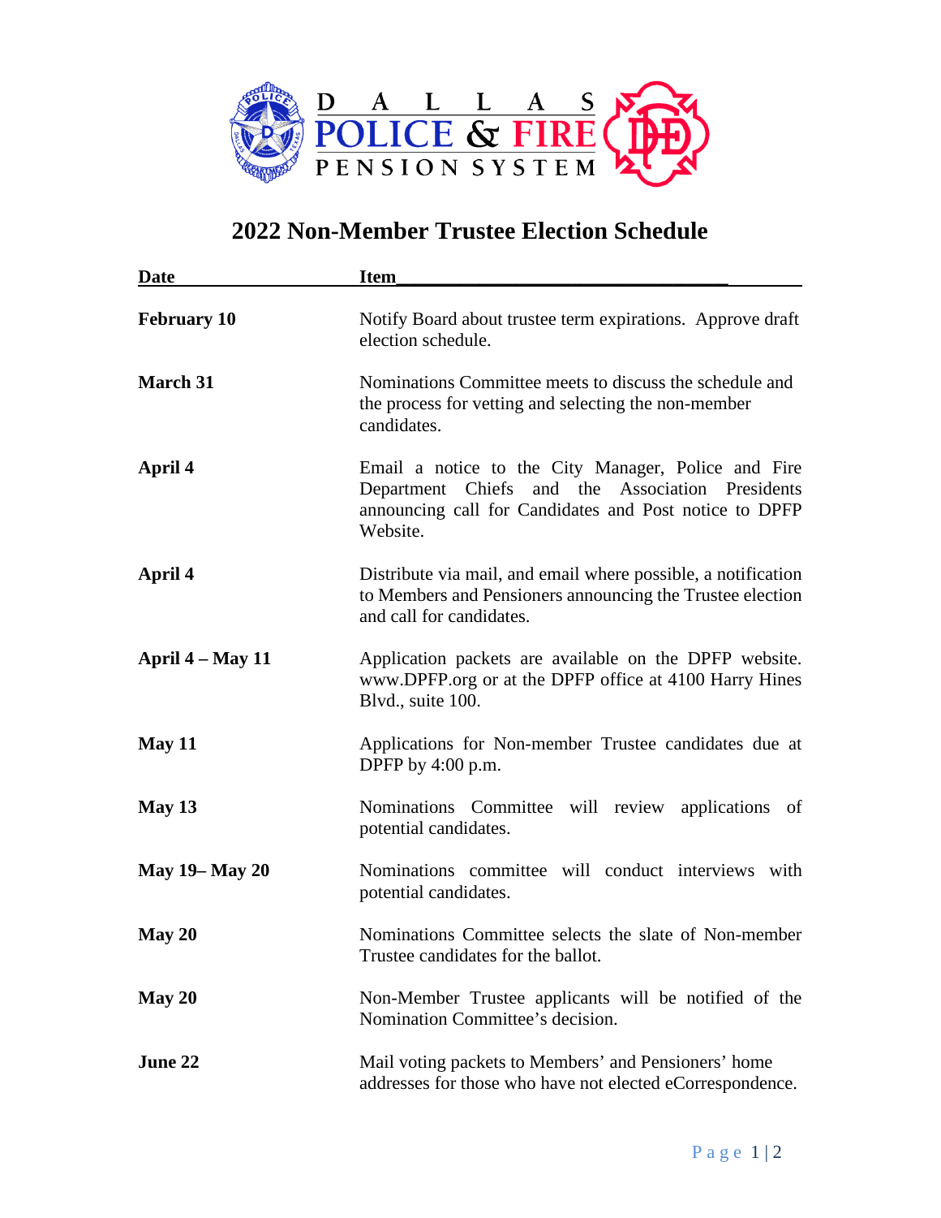DALLAS POLICE & FIRE PENSION SYSTEM

# 2022 Non-Member Trustee Election Schedule

| Date | Item |
|---|---|
| **February 10** | Notify Board about trustee term expirations. Approve draft election schedule. |
| **March 31** | Nominations Committee meets to discuss the schedule and the process for vetting and selecting the non-member candidates. |
| **April 4** | Email a notice to the City Manager, Police and Fire Department Chiefs and the Association Presidents announcing call for Candidates and Post notice to DPFP Website. |
| **April 4** | Distribute via mail, and email where possible, a notification to Members and Pensioners announcing the Trustee election and call for candidates. |
| **April 4 – May 11** | Application packets are available on the DPFP website. www.DPFP.org or at the DPFP office at 4100 Harry Hines Blvd., suite 100. |
| **May 11** | Applications for Non-member Trustee candidates due at DPFP by 4:00 p.m. |
| **May 13** | Nominations Committee will review applications of potential candidates. |
| **May 19– May 20** | Nominations committee will conduct interviews with potential candidates. |
| **May 20** | Nominations Committee selects the slate of Non-member Trustee candidates for the ballot. |
| **May 20** | Non-Member Trustee applicants will be notified of the Nomination Committee's decision. |
| **June 22** | Mail voting packets to Members' and Pensioners' home addresses for those who have not elected eCorrespondence. |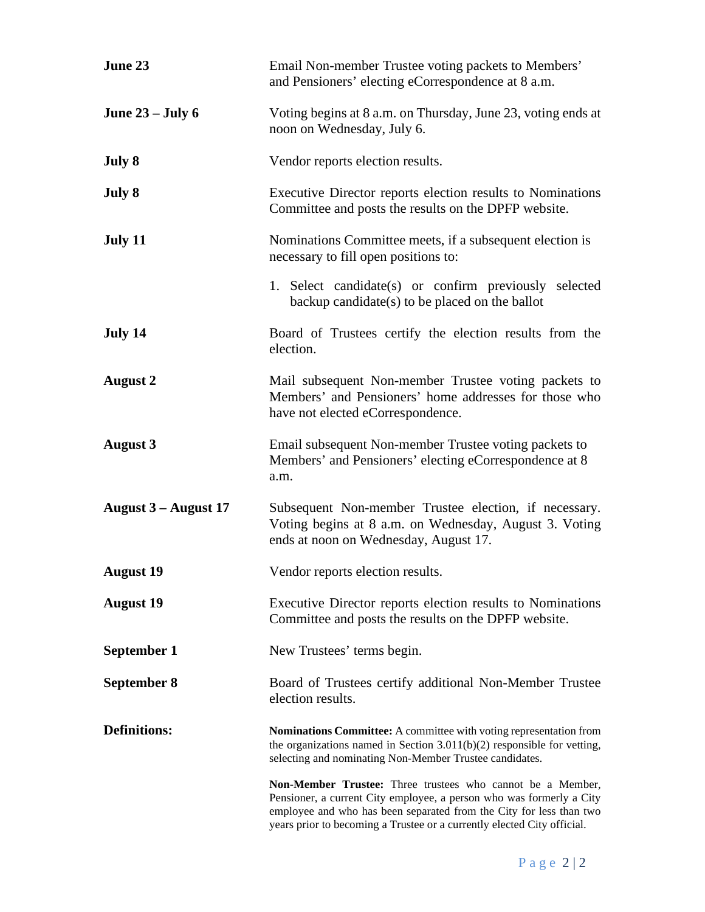| | |
|---|---|
| **June 23** | Email Non-member Trustee voting packets to Members' and Pensioners' electing eCorrespondence at 8 a.m. |
| **June 23 – July 6** | Voting begins at 8 a.m. on Thursday, June 23, voting ends at noon on Wednesday, July 6. |
| **July 8** | Vendor reports election results. |
| **July 8** | Executive Director reports election results to Nominations Committee and posts the results on the DPFP website. |
| **July 11** | Nominations Committee meets, if a subsequent election is necessary to fill open positions to:<br>1. Select candidate(s) or confirm previously selected backup candidate(s) to be placed on the ballot |
| **July 14** | Board of Trustees certify the election results from the election. |
| **August 2** | Mail subsequent Non-member Trustee voting packets to Members' and Pensioners' home addresses for those who have not elected eCorrespondence. |
| **August 3** | Email subsequent Non-member Trustee voting packets to Members' and Pensioners' electing eCorrespondence at 8 a.m. |
| **August 3 – August 17** | Subsequent Non-member Trustee election, if necessary. Voting begins at 8 a.m. on Wednesday, August 3. Voting ends at noon on Wednesday, August 17. |
| **August 19** | Vendor reports election results. |
| **August 19** | Executive Director reports election results to Nominations Committee and posts the results on the DPFP website. |
| **September 1** | New Trustees' terms begin. |
| **September 8** | Board of Trustees certify additional Non-Member Trustee election results. |

**Definitions:**

**Nominations Committee:** A committee with voting representation from the organizations named in Section 3.011(b)(2) responsible for vetting, selecting and nominating Non-Member Trustee candidates.

**Non-Member Trustee:** Three trustees who cannot be a Member, Pensioner, a current City employee, a person who was formerly a City employee and who has been separated from the City for less than two years prior to becoming a Trustee or a currently elected City official.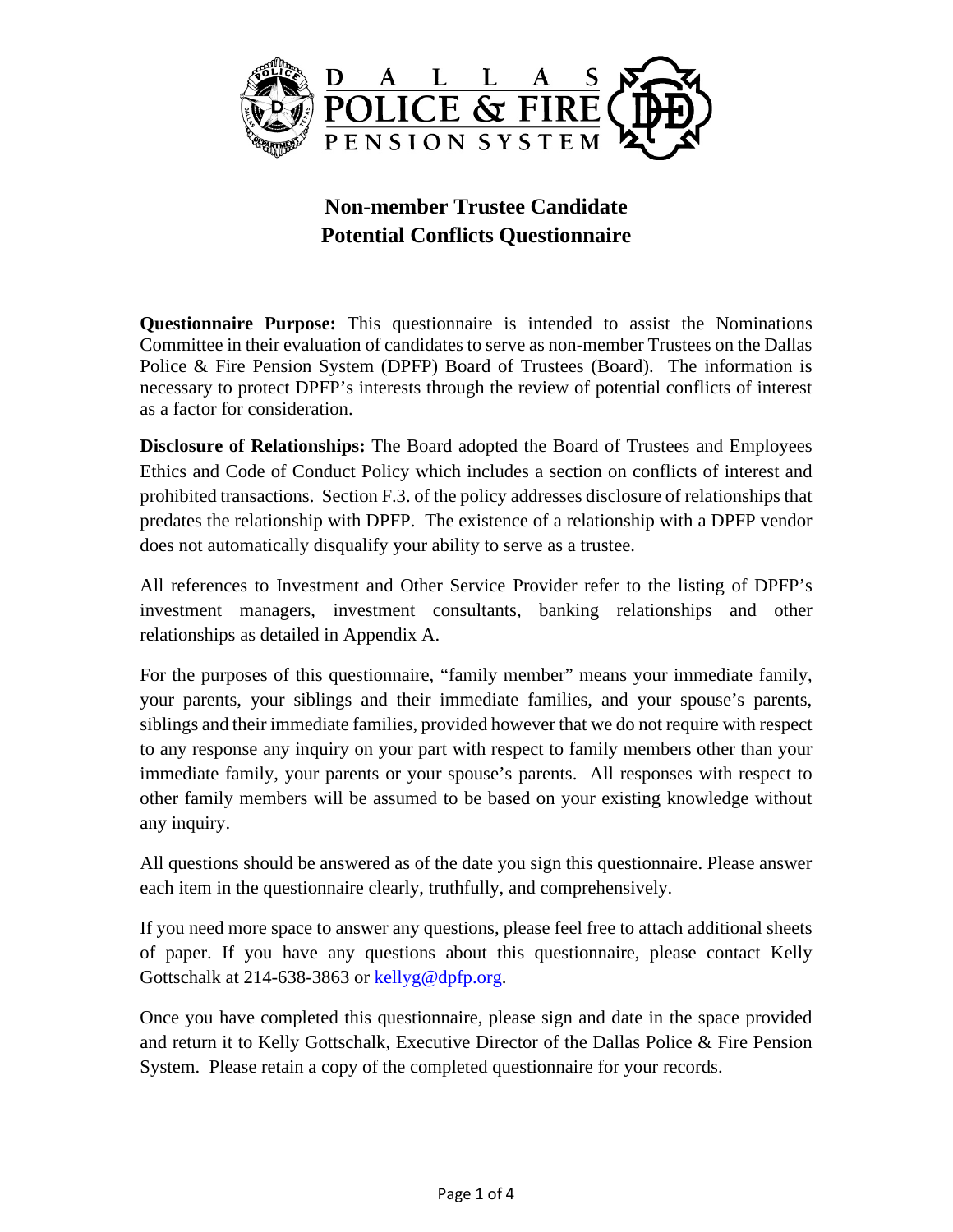# Non-member Trustee Candidate Potential Conflicts Questionnaire

**Questionnaire Purpose:** This questionnaire is intended to assist the Nominations Committee in their evaluation of candidates to serve as non-member Trustees on the Dallas Police & Fire Pension System (DPFP) Board of Trustees (Board). The information is necessary to protect DPFP's interests through the review of potential conflicts of interest as a factor for consideration.

**Disclosure of Relationships:** The Board adopted the Board of Trustees and Employees Ethics and Code of Conduct Policy which includes a section on conflicts of interest and prohibited transactions. Section F.3. of the policy addresses disclosure of relationships that predates the relationship with DPFP. The existence of a relationship with a DPFP vendor does not automatically disqualify your ability to serve as a trustee.

All references to Investment and Other Service Provider refer to the listing of DPFP's investment managers, investment consultants, banking relationships and other relationships as detailed in Appendix A.

For the purposes of this questionnaire, "family member" means your immediate family, your parents, your siblings and their immediate families, and your spouse's parents, siblings and their immediate families, provided however that we do not require with respect to any response any inquiry on your part with respect to family members other than your immediate family, your parents or your spouse's parents. All responses with respect to other family members will be assumed to be based on your existing knowledge without any inquiry.

All questions should be answered as of the date you sign this questionnaire. Please answer each item in the questionnaire clearly, truthfully, and comprehensively.

If you need more space to answer any questions, please feel free to attach additional sheets of paper. If you have any questions about this questionnaire, please contact Kelly Gottschalk at 214-638-3863 or kellyg@dpfp.org.

Once you have completed this questionnaire, please sign and date in the space provided and return it to Kelly Gottschalk, Executive Director of the Dallas Police & Fire Pension System. Please retain a copy of the completed questionnaire for your records.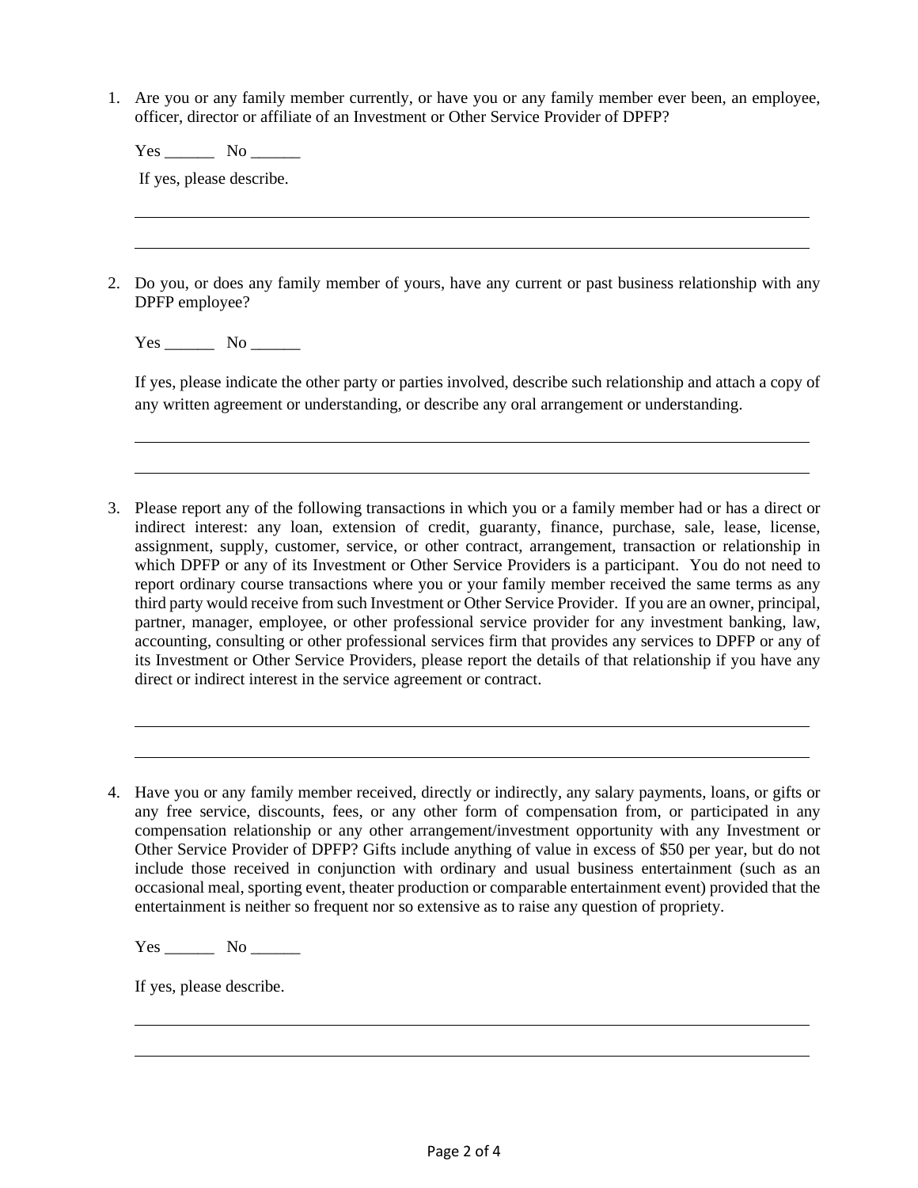1. Are you or any family member currently, or have you or any family member ever been, an employee, officer, director or affiliate of an Investment or Other Service Provider of DPFP?

   Yes ______ No ______

   If yes, please describe.

   ___________________________________________________________________________

   ___________________________________________________________________________

2. Do you, or does any family member of yours, have any current or past business relationship with any DPFP employee?

   Yes ______ No ______

   If yes, please indicate the other party or parties involved, describe such relationship and attach a copy of any written agreement or understanding, or describe any oral arrangement or understanding.

   ___________________________________________________________________________

   ___________________________________________________________________________

3. Please report any of the following transactions in which you or a family member had or has a direct or indirect interest: any loan, extension of credit, guaranty, finance, purchase, sale, lease, license, assignment, supply, customer, service, or other contract, arrangement, transaction or relationship in which DPFP or any of its Investment or Other Service Providers is a participant. You do not need to report ordinary course transactions where you or your family member received the same terms as any third party would receive from such Investment or Other Service Provider. If you are an owner, principal, partner, manager, employee, or other professional service provider for any investment banking, law, accounting, consulting or other professional services firm that provides any services to DPFP or any of its Investment or Other Service Providers, please report the details of that relationship if you have any direct or indirect interest in the service agreement or contract.

   ___________________________________________________________________________

   ___________________________________________________________________________

4. Have you or any family member received, directly or indirectly, any salary payments, loans, or gifts or any free service, discounts, fees, or any other form of compensation from, or participated in any compensation relationship or any other arrangement/investment opportunity with any Investment or Other Service Provider of DPFP? Gifts include anything of value in excess of $50 per year, but do not include those received in conjunction with ordinary and usual business entertainment (such as an occasional meal, sporting event, theater production or comparable entertainment event) provided that the entertainment is neither so frequent nor so extensive as to raise any question of propriety.

   Yes ______ No ______

   If yes, please describe.

   ___________________________________________________________________________

   ___________________________________________________________________________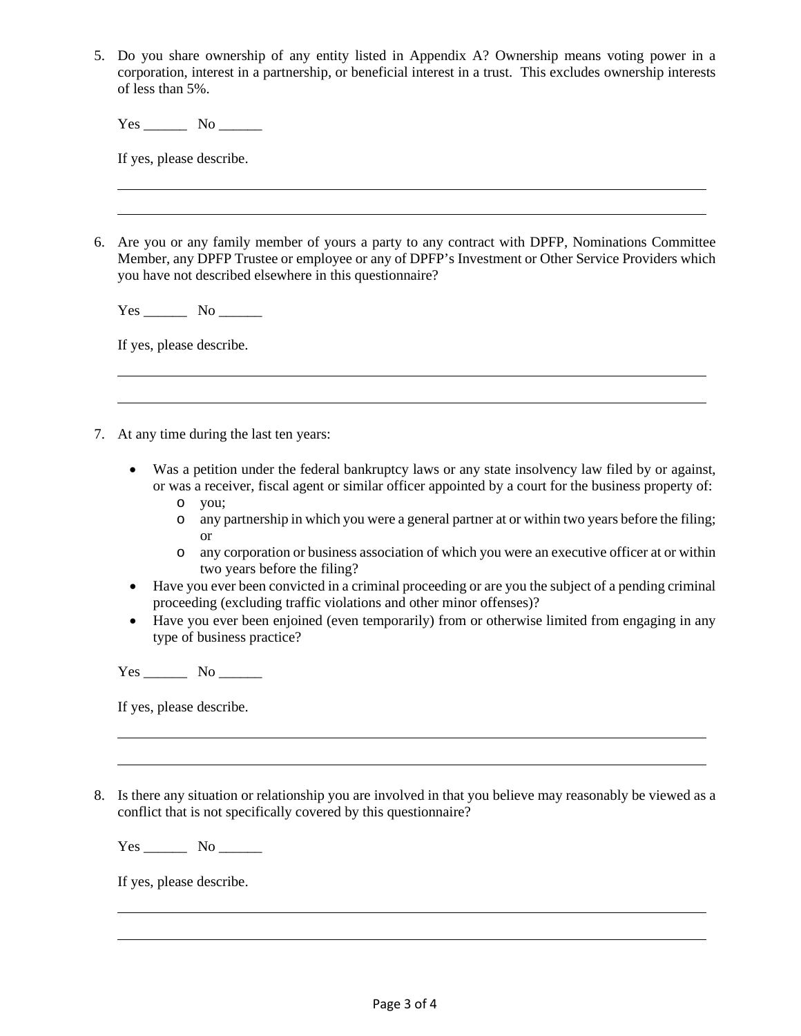5. Do you share ownership of any entity listed in Appendix A? Ownership means voting power in a corporation, interest in a partnership, or beneficial interest in a trust. This excludes ownership interests of less than 5%.

   Yes ______ No ______

   If yes, please describe.

   ______________________________________________________________________

   ______________________________________________________________________

6. Are you or any family member of yours a party to any contract with DPFP, Nominations Committee Member, any DPFP Trustee or employee or any of DPFP's Investment or Other Service Providers which you have not described elsewhere in this questionnaire?

   Yes ______ No ______

   If yes, please describe.

   ______________________________________________________________________

   ______________________________________________________________________

7. At any time during the last ten years:

   - Was a petition under the federal bankruptcy laws or any state insolvency law filed by or against, or was a receiver, fiscal agent or similar officer appointed by a court for the business property of:
     - you;
     - any partnership in which you were a general partner at or within two years before the filing; or
     - any corporation or business association of which you were an executive officer at or within two years before the filing?
   - Have you ever been convicted in a criminal proceeding or are you the subject of a pending criminal proceeding (excluding traffic violations and other minor offenses)?
   - Have you ever been enjoined (even temporarily) from or otherwise limited from engaging in any type of business practice?

   Yes ______ No ______

   If yes, please describe.

   ______________________________________________________________________

   ______________________________________________________________________

8. Is there any situation or relationship you are involved in that you believe may reasonably be viewed as a conflict that is not specifically covered by this questionnaire?

   Yes ______ No ______

   If yes, please describe.

   ______________________________________________________________________

   ______________________________________________________________________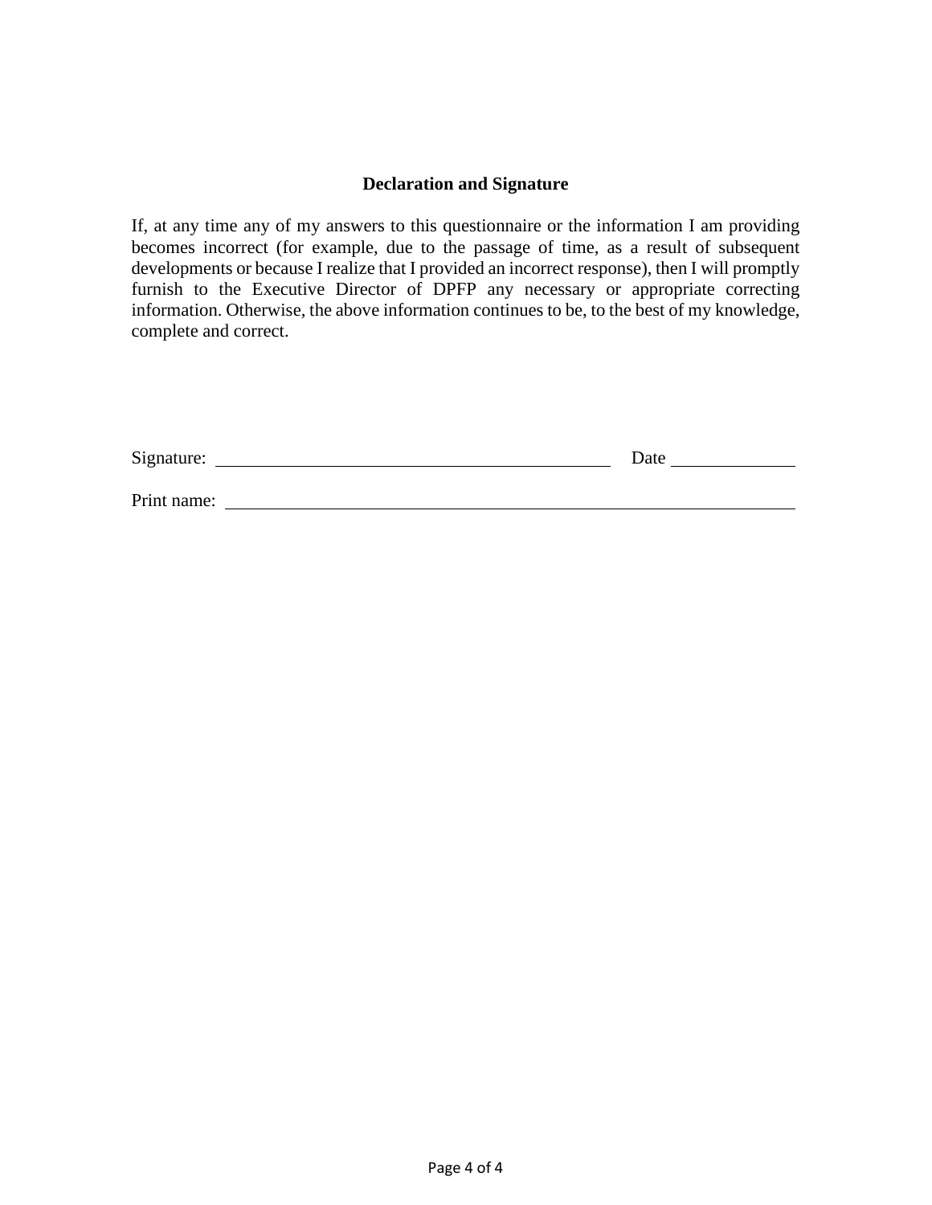### Declaration and Signature

If, at any time any of my answers to this questionnaire or the information I am providing becomes incorrect (for example, due to the passage of time, as a result of subsequent developments or because I realize that I provided an incorrect response), then I will promptly furnish to the Executive Director of DPFP any necessary or appropriate correcting information. Otherwise, the above information continues to be, to the best of my knowledge, complete and correct.

Signature: ______________________________________________ Date ______________

Print name: ________________________________________________________________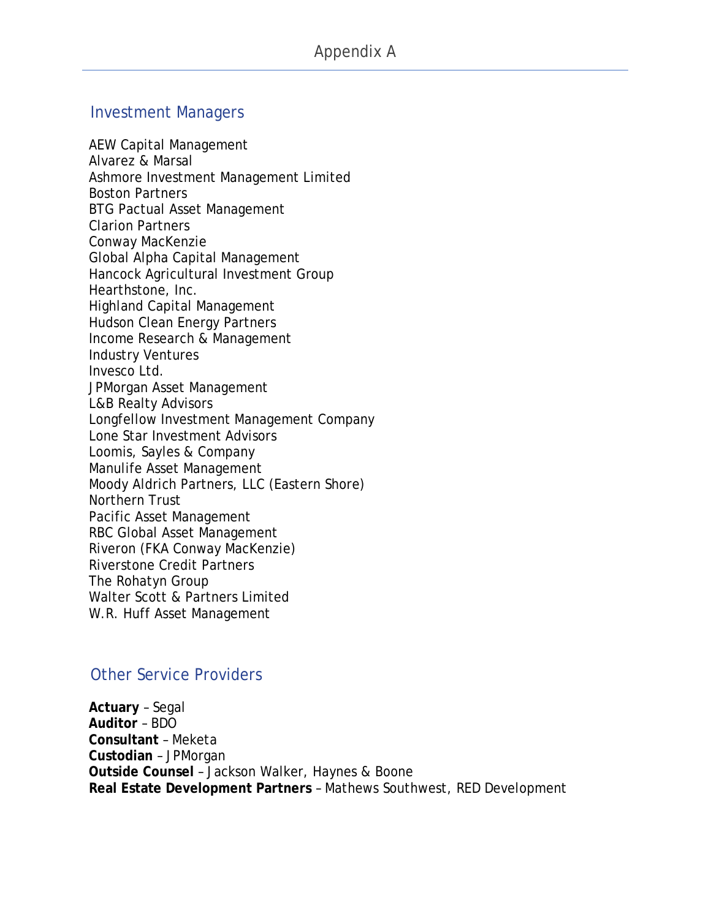# Appendix A

## Investment Managers

AEW Capital Management
Alvarez & Marsal
Ashmore Investment Management Limited
Boston Partners
BTG Pactual Asset Management
Clarion Partners
Conway MacKenzie
Global Alpha Capital Management
Hancock Agricultural Investment Group
Hearthstone, Inc.
Highland Capital Management
Hudson Clean Energy Partners
Income Research & Management
Industry Ventures
Invesco Ltd.
JPMorgan Asset Management
L&B Realty Advisors
Longfellow Investment Management Company
Lone Star Investment Advisors
Loomis, Sayles & Company
Manulife Asset Management
Moody Aldrich Partners, LLC (Eastern Shore)
Northern Trust
Pacific Asset Management
RBC Global Asset Management
Riveron (FKA Conway MacKenzie)
Riverstone Credit Partners
The Rohatyn Group
Walter Scott & Partners Limited
W.R. Huff Asset Management

## Other Service Providers

**Actuary** – Segal
**Auditor** – BDO
**Consultant** – Meketa
**Custodian** – JPMorgan
**Outside Counsel** – Jackson Walker, Haynes & Boone
**Real Estate Development Partners** – Mathews Southwest, RED Development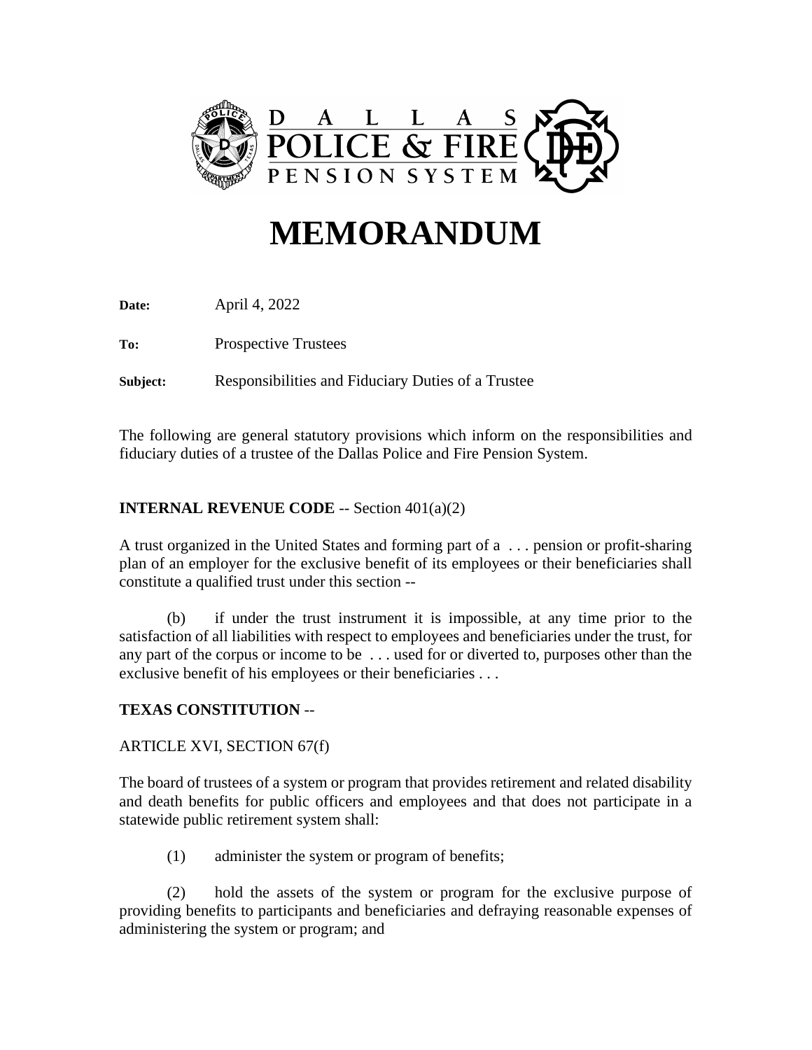# MEMORANDUM

**Date:** April 4, 2022

**To:** Prospective Trustees

**Subject:** Responsibilities and Fiduciary Duties of a Trustee

The following are general statutory provisions which inform on the responsibilities and fiduciary duties of a trustee of the Dallas Police and Fire Pension System.

**INTERNAL REVENUE CODE** -- Section 401(a)(2)

A trust organized in the United States and forming part of a . . . pension or profit-sharing plan of an employer for the exclusive benefit of its employees or their beneficiaries shall constitute a qualified trust under this section --

(b) if under the trust instrument it is impossible, at any time prior to the satisfaction of all liabilities with respect to employees and beneficiaries under the trust, for any part of the corpus or income to be . . . used for or diverted to, purposes other than the exclusive benefit of his employees or their beneficiaries . . .

**TEXAS CONSTITUTION** --

ARTICLE XVI, SECTION 67(f)

The board of trustees of a system or program that provides retirement and related disability and death benefits for public officers and employees and that does not participate in a statewide public retirement system shall:

(1) administer the system or program of benefits;

(2) hold the assets of the system or program for the exclusive purpose of providing benefits to participants and beneficiaries and defraying reasonable expenses of administering the system or program; and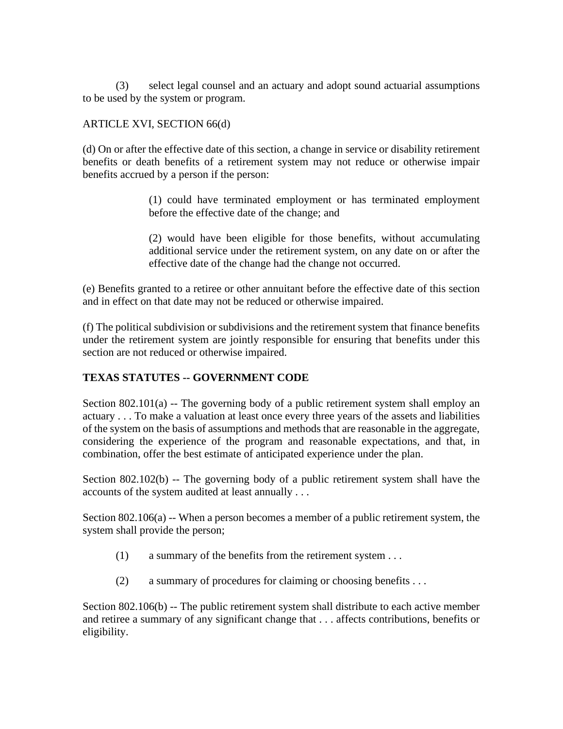(3) select legal counsel and an actuary and adopt sound actuarial assumptions to be used by the system or program.

ARTICLE XVI, SECTION 66(d)

(d) On or after the effective date of this section, a change in service or disability retirement benefits or death benefits of a retirement system may not reduce or otherwise impair benefits accrued by a person if the person:

> (1) could have terminated employment or has terminated employment before the effective date of the change; and
>
> (2) would have been eligible for those benefits, without accumulating additional service under the retirement system, on any date on or after the effective date of the change had the change not occurred.

(e) Benefits granted to a retiree or other annuitant before the effective date of this section and in effect on that date may not be reduced or otherwise impaired.

(f) The political subdivision or subdivisions and the retirement system that finance benefits under the retirement system are jointly responsible for ensuring that benefits under this section are not reduced or otherwise impaired.

**TEXAS STATUTES -- GOVERNMENT CODE**

Section 802.101(a) -- The governing body of a public retirement system shall employ an actuary . . . To make a valuation at least once every three years of the assets and liabilities of the system on the basis of assumptions and methods that are reasonable in the aggregate, considering the experience of the program and reasonable expectations, and that, in combination, offer the best estimate of anticipated experience under the plan.

Section 802.102(b) -- The governing body of a public retirement system shall have the accounts of the system audited at least annually . . .

Section 802.106(a) -- When a person becomes a member of a public retirement system, the system shall provide the person;

(1) a summary of the benefits from the retirement system . . .

(2) a summary of procedures for claiming or choosing benefits . . .

Section 802.106(b) -- The public retirement system shall distribute to each active member and retiree a summary of any significant change that . . . affects contributions, benefits or eligibility.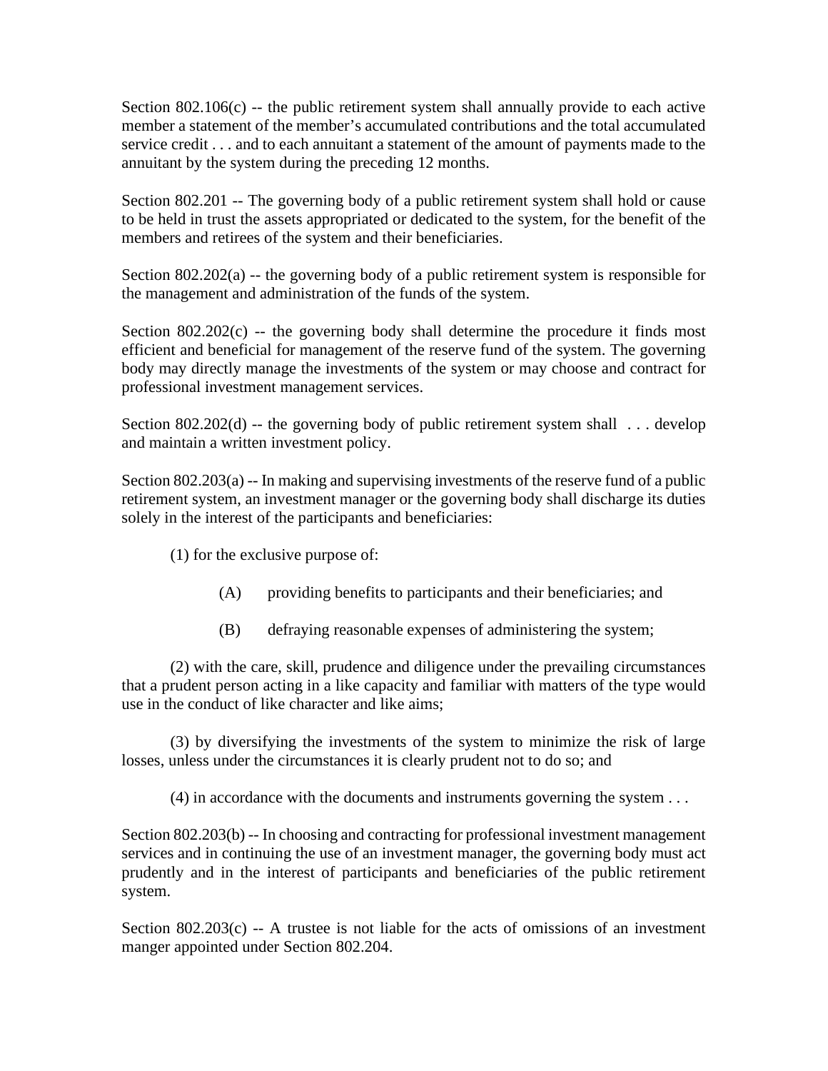Section 802.106(c) -- the public retirement system shall annually provide to each active member a statement of the member's accumulated contributions and the total accumulated service credit . . . and to each annuitant a statement of the amount of payments made to the annuitant by the system during the preceding 12 months.

Section 802.201 -- The governing body of a public retirement system shall hold or cause to be held in trust the assets appropriated or dedicated to the system, for the benefit of the members and retirees of the system and their beneficiaries.

Section 802.202(a) -- the governing body of a public retirement system is responsible for the management and administration of the funds of the system.

Section 802.202(c) -- the governing body shall determine the procedure it finds most efficient and beneficial for management of the reserve fund of the system. The governing body may directly manage the investments of the system or may choose and contract for professional investment management services.

Section 802.202(d) -- the governing body of public retirement system shall . . . develop and maintain a written investment policy.

Section 802.203(a) -- In making and supervising investments of the reserve fund of a public retirement system, an investment manager or the governing body shall discharge its duties solely in the interest of the participants and beneficiaries:

(1) for the exclusive purpose of:

(A) providing benefits to participants and their beneficiaries; and

(B) defraying reasonable expenses of administering the system;

(2) with the care, skill, prudence and diligence under the prevailing circumstances that a prudent person acting in a like capacity and familiar with matters of the type would use in the conduct of like character and like aims;

(3) by diversifying the investments of the system to minimize the risk of large losses, unless under the circumstances it is clearly prudent not to do so; and

(4) in accordance with the documents and instruments governing the system . . .

Section 802.203(b) -- In choosing and contracting for professional investment management services and in continuing the use of an investment manager, the governing body must act prudently and in the interest of participants and beneficiaries of the public retirement system.

Section 802.203(c) -- A trustee is not liable for the acts of omissions of an investment manger appointed under Section 802.204.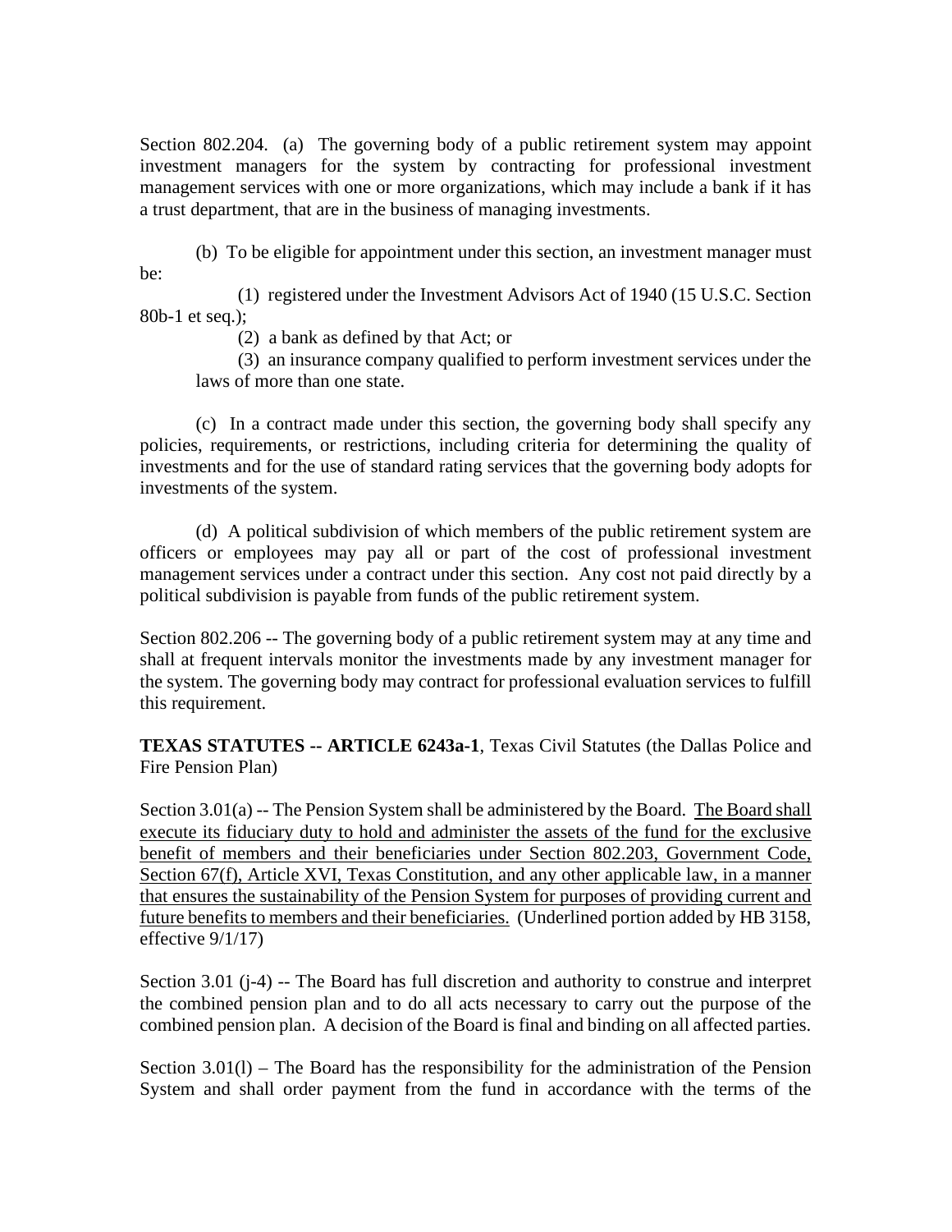Section 802.204. (a) The governing body of a public retirement system may appoint investment managers for the system by contracting for professional investment management services with one or more organizations, which may include a bank if it has a trust department, that are in the business of managing investments.

(b) To be eligible for appointment under this section, an investment manager must be:

(1) registered under the Investment Advisors Act of 1940 (15 U.S.C. Section 80b-1 et seq.);

(2) a bank as defined by that Act; or

(3) an insurance company qualified to perform investment services under the laws of more than one state.

(c) In a contract made under this section, the governing body shall specify any policies, requirements, or restrictions, including criteria for determining the quality of investments and for the use of standard rating services that the governing body adopts for investments of the system.

(d) A political subdivision of which members of the public retirement system are officers or employees may pay all or part of the cost of professional investment management services under a contract under this section. Any cost not paid directly by a political subdivision is payable from funds of the public retirement system.

Section 802.206 -- The governing body of a public retirement system may at any time and shall at frequent intervals monitor the investments made by any investment manager for the system. The governing body may contract for professional evaluation services to fulfill this requirement.

**TEXAS STATUTES -- ARTICLE 6243a-1**, Texas Civil Statutes (the Dallas Police and Fire Pension Plan)

Section 3.01(a) -- The Pension System shall be administered by the Board. <u>The Board shall execute its fiduciary duty to hold and administer the assets of the fund for the exclusive benefit of members and their beneficiaries under Section 802.203, Government Code, Section 67(f), Article XVI, Texas Constitution, and any other applicable law, in a manner that ensures the sustainability of the Pension System for purposes of providing current and future benefits to members and their beneficiaries.</u> (Underlined portion added by HB 3158, effective 9/1/17)

Section 3.01 (j-4) -- The Board has full discretion and authority to construe and interpret the combined pension plan and to do all acts necessary to carry out the purpose of the combined pension plan. A decision of the Board is final and binding on all affected parties.

Section 3.01(l) – The Board has the responsibility for the administration of the Pension System and shall order payment from the fund in accordance with the terms of the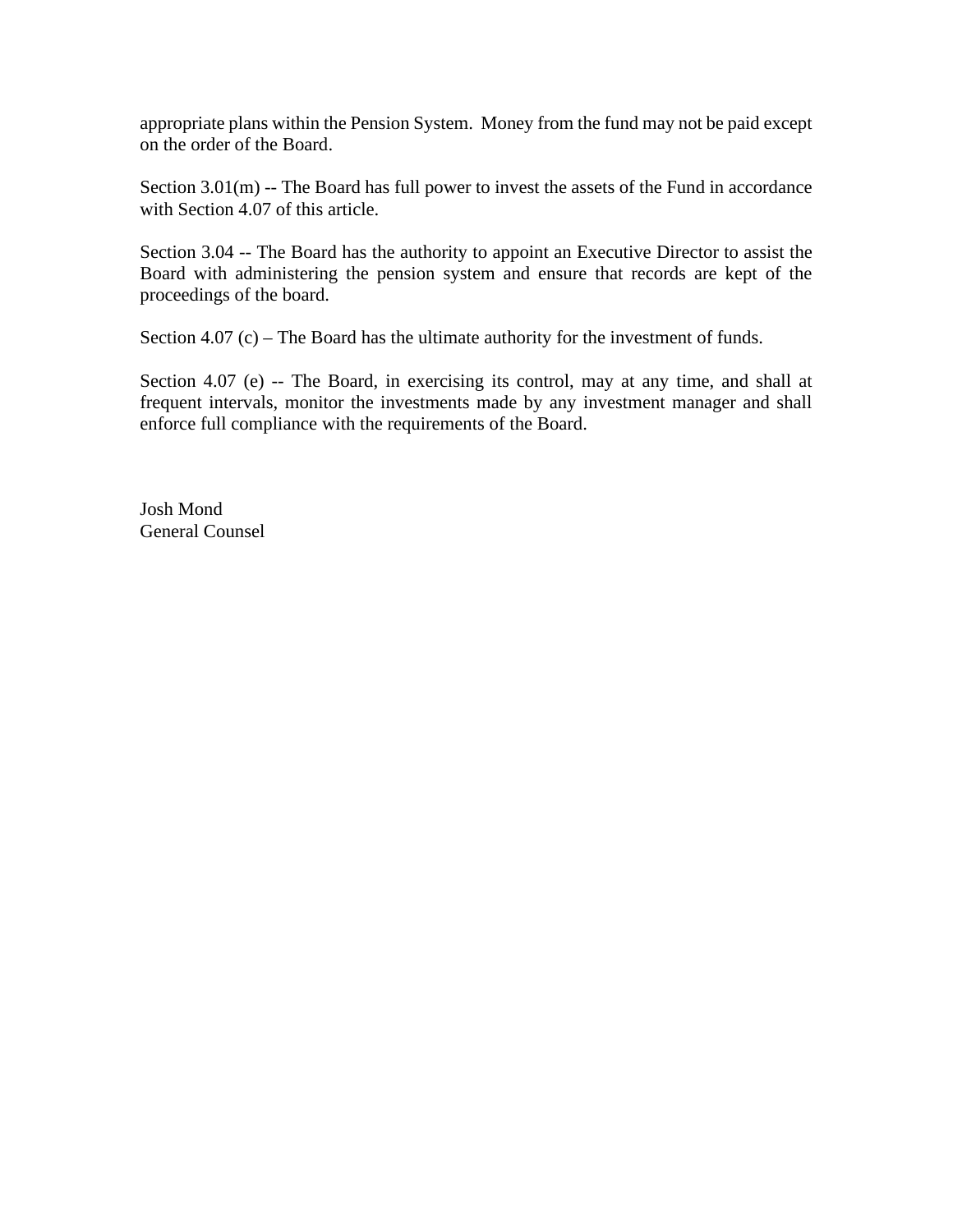appropriate plans within the Pension System. Money from the fund may not be paid except on the order of the Board.

Section 3.01(m) -- The Board has full power to invest the assets of the Fund in accordance with Section 4.07 of this article.

Section 3.04 -- The Board has the authority to appoint an Executive Director to assist the Board with administering the pension system and ensure that records are kept of the proceedings of the board.

Section 4.07 (c) – The Board has the ultimate authority for the investment of funds.

Section 4.07 (e) -- The Board, in exercising its control, may at any time, and shall at frequent intervals, monitor the investments made by any investment manager and shall enforce full compliance with the requirements of the Board.

Josh Mond  
General Counsel